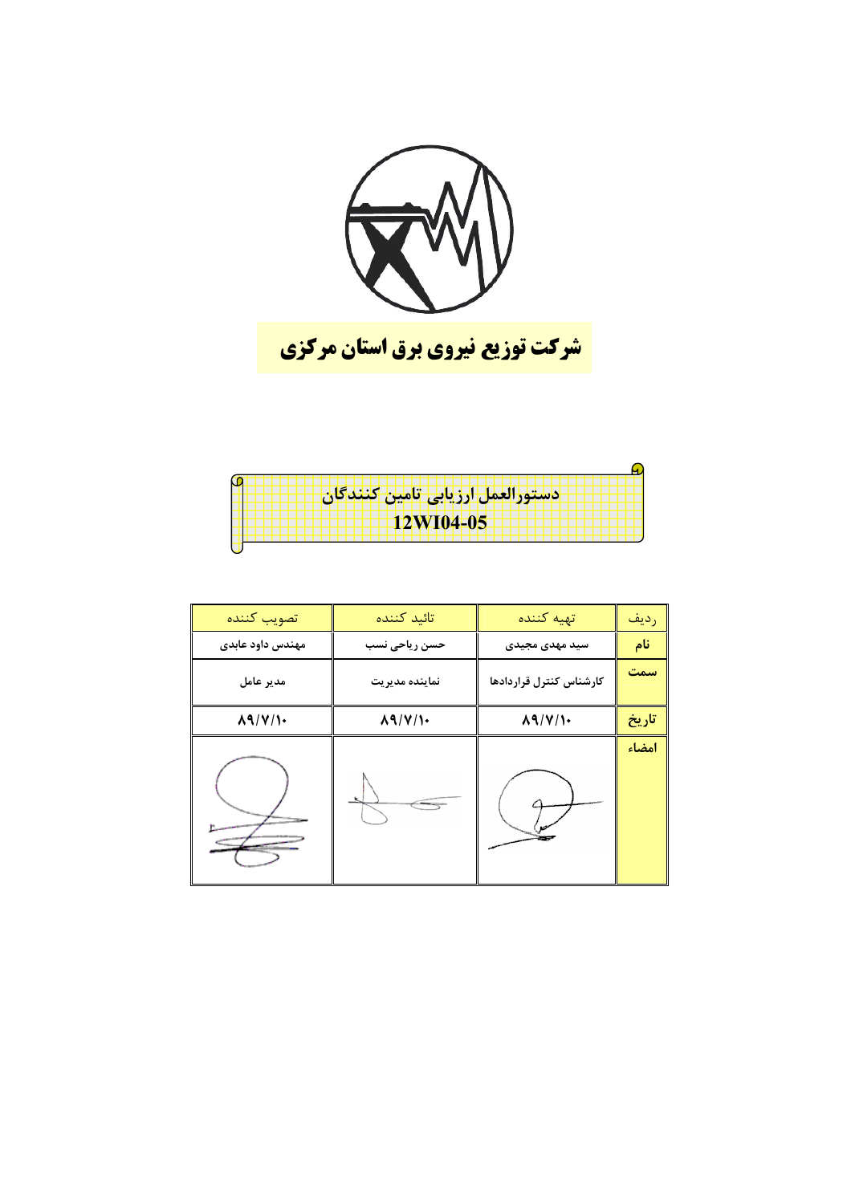# شرکت توزیع نیروی برق استان مرکزی

## دستورالعمل ارزیابی تامین کنندگان
## 12WI04-05

| ردیف | تهیه کننده | تائید کننده | تصویب کننده |
|---|---|---|---|
| نام | سید مهدی مجیدی | حسن ریاحی نسب | مهندس داود عابدی |
| سمت | کارشناس کنترل قراردادها | نماینده مدیریت | مدیر عامل |
| تاریخ | ۸۹/۷/۱۰ | ۸۹/۷/۱۰ | ۸۹/۷/۱۰ |
| امضاء | | | |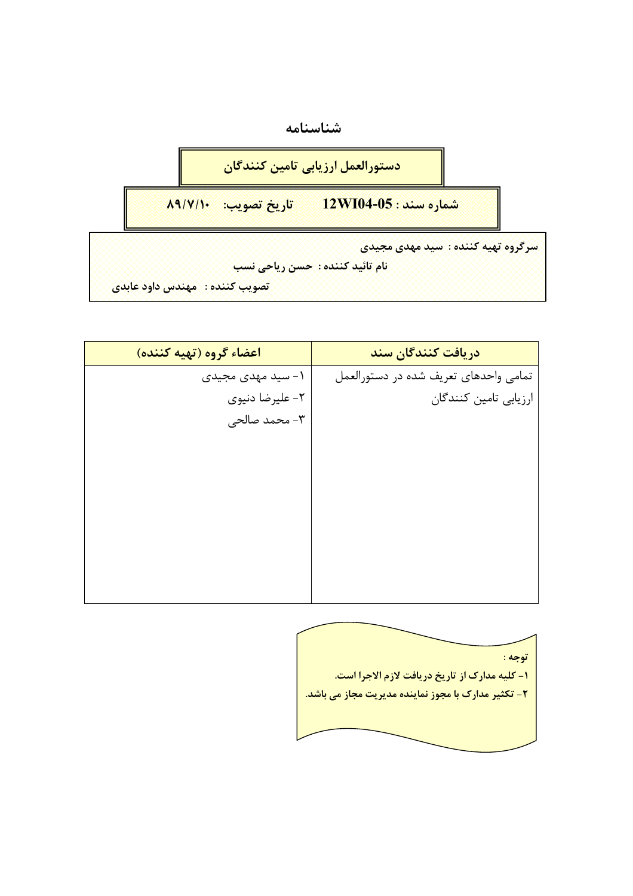# شناسنامه

## دستورالعمل ارزیابی تامین کنندگان

**شماره سند : 12WI04-05** &nbsp;&nbsp;&nbsp; **تاریخ تصویب: ۸۹/۷/۱۰**

**سرگروه تهیه کننده : سید مهدی مجیدی**

**نام تائید کننده : حسن ریاحی نسب**

**تصویب کننده : مهندس داود عابدی**

| دریافت کنندگان سند | اعضاء گروه (تهیه کننده) |
|---|---|
| تمامی واحدهای تعریف شده در دستورالعمل ارزیابی تامین کنندگان | ۱- سید مهدی مجیدی<br>۲- علیرضا دنیوی<br>۳- محمد صالحی |

**توجه :**

**۱- کلیه مدارک از تاریخ دریافت لازم الاجرا است.**

**۲- تکثیر مدارک با مجوز نماینده مدیریت مجاز می باشد.**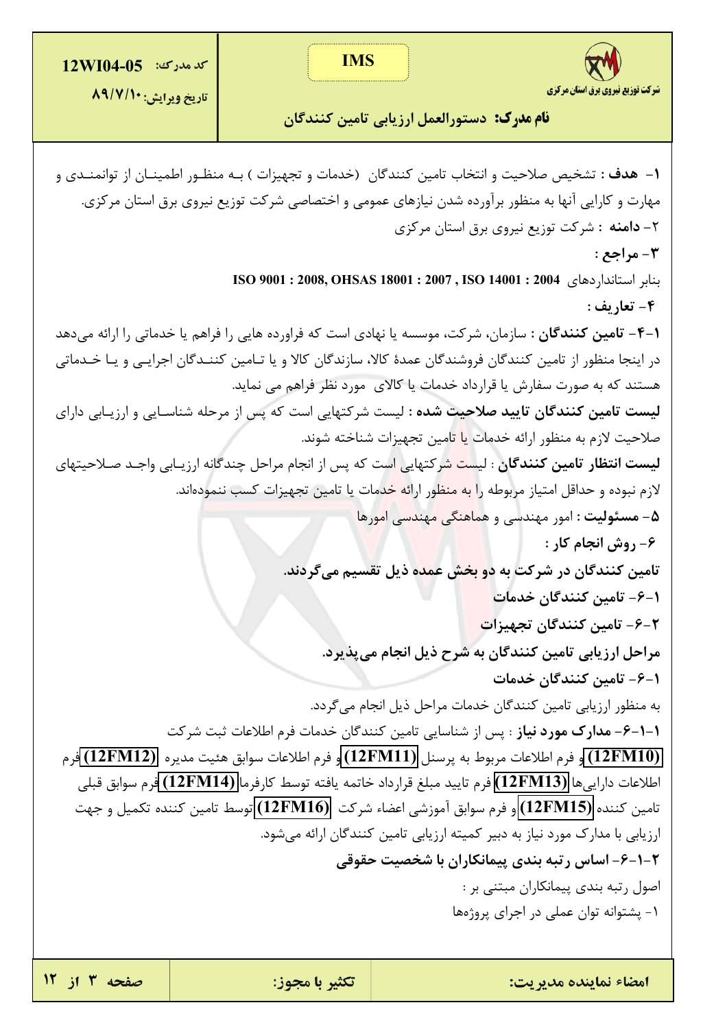**۱- هدف :** تشخیص صلاحیت و انتخاب تامین کنندگان (خدمات و تجهیزات ) بـه منظـور اطمینـان از توانمنـدی و مهارت و کارایی آنها به منظور برآورده شدن نیازهای عمومی و اختصاصی شرکت توزیع نیروی برق استان مرکزی.

۲- **دامنه** : شرکت توزیع نیروی برق استان مرکزی

**۳- مراجع :**

بنابر استانداردهای ISO 9001 : 2008, OHSAS 18001 : 2007 , ISO 14001 : 2004

**۴- تعاریف :**

**۱-۴- تامین کنندگان :** سازمان، شرکت، موسسه یا نهادی است که فراورده هایی را فراهم یا خدماتی را ارائه می‌دهد در اینجا منظور از تامین کنندگان فروشندگان عمدهٔ کالا، سازندگان کالا و یا تـامین کننـدگان اجرایـی و یـا خـدماتی هستند که به صورت سفارش یا قرارداد خدمات یا کالای مورد نظر فراهم می نماید.

**لیست تامین کنندگان تایید صلاحیت شده :** لیست شرکتهایی است که پس از مرحله شناسـایی و ارزیـابی دارای صلاحیت لازم به منظور ارائه خدمات یا تامین تجهیزات شناخته شوند.

**لیست انتظار تامین کنندگان** : لیست شرکتهایی است که پس از انجام مراحل چندگانه ارزیـابی واجـد صـلاحیتهای لازم نبوده و حداقل امتیاز مربوطه را به منظور ارائه خدمات یا تامین تجهیزات کسب ننموده‌اند.

**۵- مسئولیت :** امور مهندسی و هماهنگی مهندسی امورها

**۶- روش انجام کار :**

**تامین کنندگان در شرکت به دو بخش عمده ذیل تقسیم می‌گردند.**

**۱-۶- تامین کنندگان خدمات**

**۲-۶- تامین کنندگان تجهیزات**

**مراحل ارزیابی تامین کنندگان به شرح ذیل انجام می‌پذیرد.**

**۱-۶- تامین کنندگان خدمات**

به منظور ارزیابی تامین کنندگان خدمات مراحل ذیل انجام می‌گردد.

**۱-۱-۶- مدارک مورد نیاز** : پس از شناسایی تامین کنندگان خدمات فرم اطلاعات ثبت شرکت **(12FM10)** و فرم اطلاعات مربوط به پرسنل **(12FM11)** و فرم اطلاعات سوابق هئیت مدیره **(12FM12)** فرم اطلاعات دارایی‌ها **(12FM13)** فرم تایید مبلغ قرارداد خاتمه یافته توسط کارفرما **(12FM14)** فرم سوابق قبلی تامین کننده **(12FM15)** و فرم سوابق آموزشی اعضاء شرکت **(12FM16)** توسط تامین کننده تکمیل و جهت ارزیابی با مدارک مورد نیاز به دبیر کمیته ارزیابی تامین کنندگان ارائه می‌شود.

**۲-۱-۶- اساس رتبه بندی پیمانکاران با شخصیت حقوقی**

اصول رتبه بندی پیمانکاران مبتنی بر :

۱- پشتوانه توان عملی در اجرای پروژه‌ها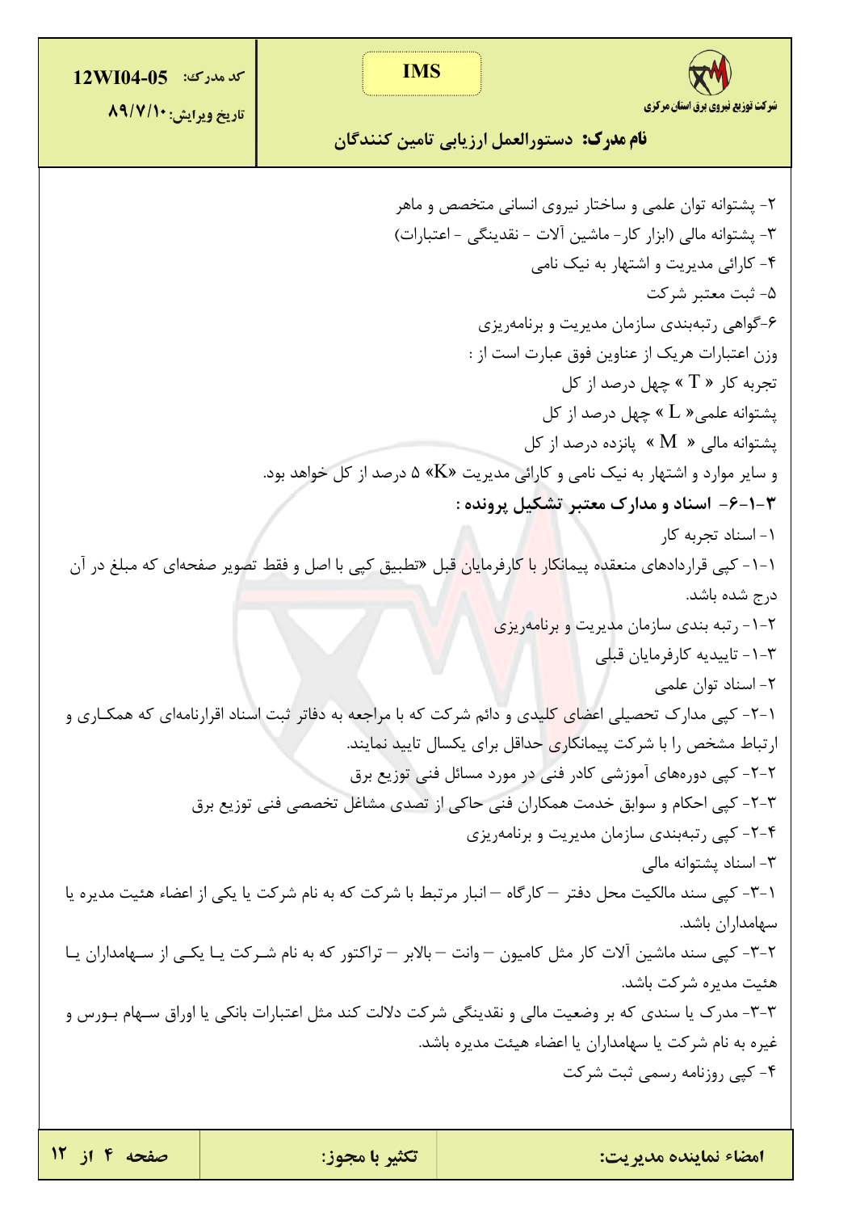۲- پشتوانه توان علمی و ساختار نیروی انسانی متخصص و ماهر

۳- پشتوانه مالی (ابزار کار- ماشین آلات - نقدینگی - اعتبارات)

۴- کارائی مدیریت و اشتهار به نیک نامی

۵- ثبت معتبر شرکت

۶-گواهی رتبه‌بندی سازمان مدیریت و برنامه‌ریزی

وزن اعتبارات هریک از عناوین فوق عبارت است از :

تجربه کار « T » چهل درصد از کل

پشتوانه علمی« L » چهل درصد از کل

پشتوانه مالی « M » پانزده درصد از کل

و سایر موارد و اشتهار به نیک نامی و کارائی مدیریت «K» ۵ درصد از کل خواهد بود.

**۳-۱-۶- اسناد و مدارک معتبر تشکیل پرونده :**

۱- اسناد تجربه کار

۱-۱- کپی قراردادهای منعقده پیمانکار با کارفرمایان قبل «تطبیق کپی با اصل و فقط تصویر صفحه‌ای که مبلغ در آن درج شده باشد.

۱-۲- رتبه بندی سازمان مدیریت و برنامه‌ریزی

۱-۳- تاییدیه کارفرمایان قبلی

۲- اسناد توان علمی

۲-۱- کپی مدارک تحصیلی اعضای کلیدی و دائم شرکت که با مراجعه به دفاتر ثبت اسناد اقرارنامه‌ای که همکـاری و ارتباط مشخص را با شرکت پیمانکاری حداقل برای یکسال تایید نمایند.

۲-۲- کپی دوره‌های آموزشی کادر فنی در مورد مسائل فنی توزیع برق

۲-۳- کپی احکام و سوابق خدمت همکاران فنی حاکی از تصدی مشاغل تخصصی فنی توزیع برق

۲-۴- کپی رتبه‌بندی سازمان مدیریت و برنامه‌ریزی

۳- اسناد پشتوانه مالی

۳-۱- کپی سند مالکیت محل دفتر – کارگاه – انبار مرتبط با شرکت که به نام شرکت یا یکی از اعضاء هئیت مدیره یا سهامداران باشد.

۳-۲- کپی سند ماشین آلات کار مثل کامیون – وانت – بالابر – تراکتور که به نام شـرکت یـا یکـی از سـهامداران یـا هئیت مدیره شرکت باشد.

۳-۳- مدرک یا سندی که بر وضعیت مالی و نقدینگی شرکت دلالت کند مثل اعتبارات بانکی یا اوراق سـهام بـورس و غیره به نام شرکت یا سهامداران یا اعضاء هیئت مدیره باشد.

۴- کپی روزنامه رسمی ثبت شرکت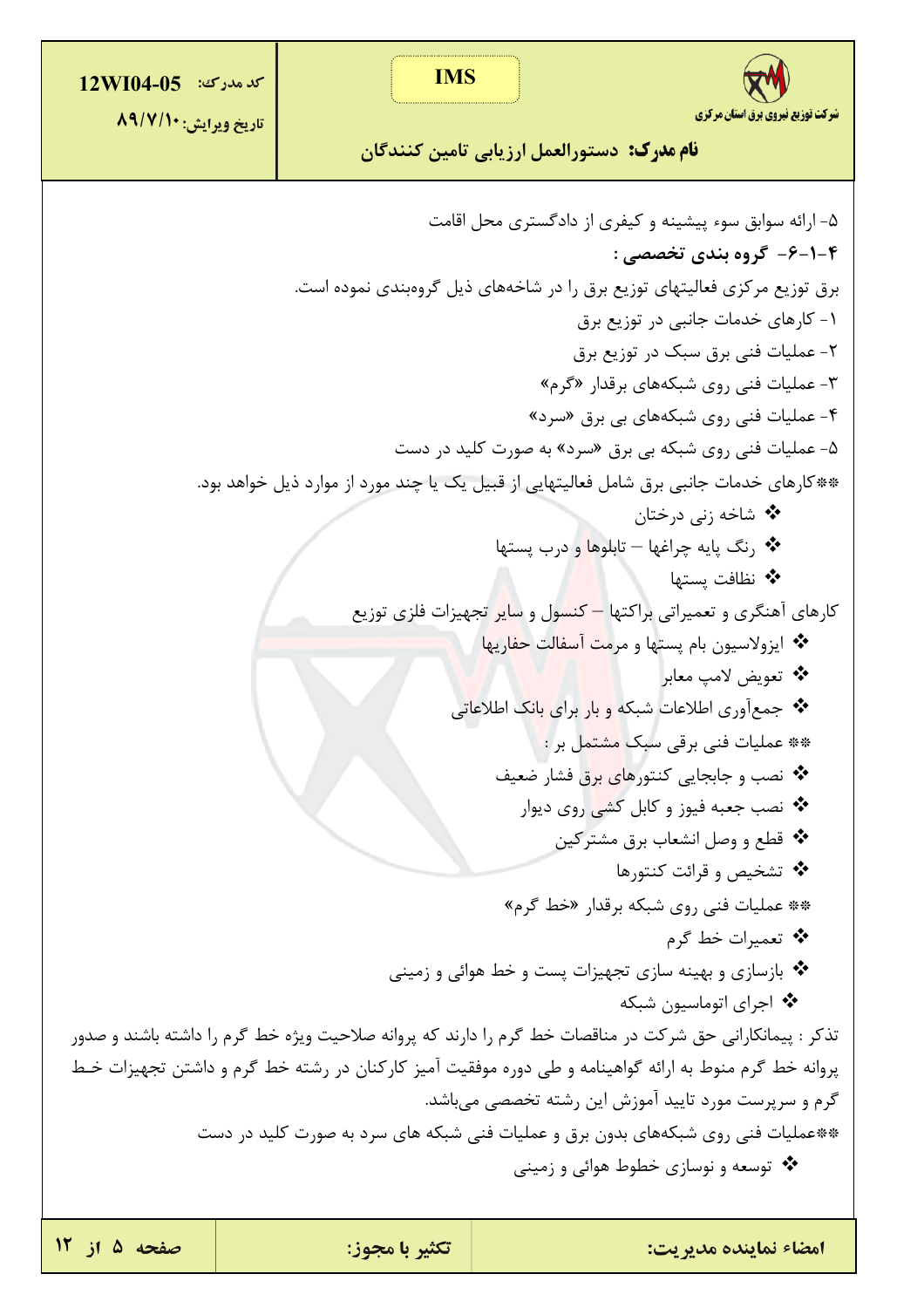۵- ارائه سوابق سوء پیشینه و کیفری از دادگستری محل اقامت

### ۴-۱-۶- گروه بندی تخصصی :

برق توزیع مرکزی فعالیتهای توزیع برق را در شاخه‌های ذیل گروه‌بندی نموده است.

۱- کارهای خدمات جانبی در توزیع برق

۲- عملیات فنی برق سبک در توزیع برق

۳- عملیات فنی روی شبکه‌های برقدار «گرم»

۴- عملیات فنی روی شبکه‌های بی برق «سرد»

۵- عملیات فنی روی شبکه بی برق «سرد» به صورت کلید در دست

**کارهای خدمات جانبی برق شامل فعالیتهایی از قبیل یک یا چند مورد از موارد ذیل خواهد بود.

- ❖ شاخه زنی درختان
- ❖ رنگ پایه چراغها – تابلوها و درب پستها
- ❖ نظافت پستها

کارهای آهنگری و تعمیراتی براکتها – کنسول و سایر تجهیزات فلزی توزیع

- ❖ ایزولاسیون بام پستها و مرمت آسفالت حفاریها
- ❖ تعویض لامپ معابر
- ❖ جمع‌آوری اطلاعات شبکه و بار برای بانک اطلاعاتی

** عملیات فنی برقی سبک مشتمل بر :

- ❖ نصب و جابجایی کنتورهای برق فشار ضعیف
- ❖ نصب جعبه فیوز و کابل کشی روی دیوار
- ❖ قطع و وصل انشعاب برق مشترکین
- ❖ تشخیص و قرائت کنتورها

** عملیات فنی روی شبکه برقدار «خط گرم»

- ❖ تعمیرات خط گرم
- ❖ بازسازی و بهینه سازی تجهیزات پست و خط هوائی و زمینی
- ❖ اجرای اتوماسیون شبکه

تذکر : پیمانکارانی حق شرکت در مناقصات خط گرم را دارند که پروانه صلاحیت ویژه خط گرم را داشته باشند و صدور پروانه خط گرم منوط به ارائه گواهینامه و طی دوره موفقیت آمیز کارکنان در رشته خط گرم و داشتن تجهیزات خط گرم و سرپرست مورد تایید آموزش این رشته تخصصی می‌باشد.

**عملیات فنی روی شبکه‌های بدون برق و عملیات فنی شبکه های سرد به صورت کلید در دست

- ❖ توسعه و نوسازی خطوط هوائی و زمینی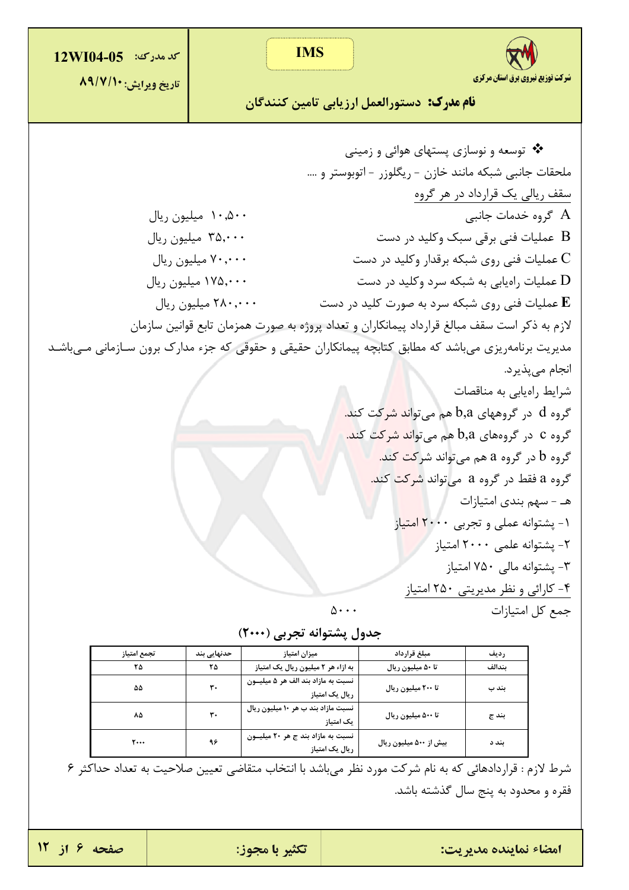❖ توسعه و نوسازی پستهای هوائی و زمینی

ملحقات جانبی شبکه مانند خازن - ریگلوزر - اتوبوستر و ....

سقف ریالی یک قرارداد در هر گروه

A گروه خدمات جانبی ۱۰,۵۰۰ میلیون ریال

B عملیات فنی برقی سبک وکلید در دست ۳۵,۰۰۰ میلیون ریال

C عملیات فنی روی شبکه برقدار وکلید در دست ۷۰,۰۰۰ میلیون ریال

D عملیات راه‌یابی به شبکه سرد وکلید در دست ۱۷۵,۰۰۰ میلیون ریال

**E** عملیات فنی روی شبکه سرد به صورت کلید در دست ۲۸۰,۰۰۰ میلیون ریال

لازم به ذکر است سقف مبالغ قرارداد پیمانکاران و تعداد پروژه به صورت همزمان تابع قوانین سازمان مدیریت برنامه‌ریزی می‌باشد که مطابق کتابچه پیمانکاران حقیقی و حقوقی که جزء مدارک برون سازمانی می‌باشد انجام می‌پذیرد.

شرایط راه‌یابی به مناقصات

گروه d در گروههای b,a هم می‌تواند شرکت کند.

گروه c در گروه‌های b,a هم می‌تواند شرکت کند.

گروه b در گروه a هم می‌تواند شرکت کند.

گروه a فقط در گروه a می‌تواند شرکت کند.

هـ - سهم بندی امتیازات

۱- پشتوانه عملی و تجربی ۲۰۰۰ امتیاز

۲- پشتوانه علمی ۲۰۰۰ امتیاز

۳- پشتوانه مالی ۷۵۰ امتیاز

۴- کارائی و نظر مدیریتی ۲۵۰ امتیاز

جمع کل امتیازات ۵۰۰۰

**جدول پشتوانه تجربی (۲۰۰۰)**

| ردیف | مبلغ قرارداد | میزان امتیاز | حدنهایی بند | تجمع امتیاز |
|---|---|---|---|---|
| بندالف | تا ۵۰ میلیون ریال | به ازاء هر ۲ میلیون ریال یک امتیاز | ۲۵ | ۲۵ |
| بند ب | تا ۲۰۰ میلیون ریال | نسبت به مازاد بند الف هر ۵ میلیون ریال یک امتیاز | ۳۰ | ۵۵ |
| بند ج | تا ۵۰۰ میلیون ریال | نسبت مازاد بند ب هر ۱۰ میلیون ریال یک امتیاز | ۳۰ | ۸۵ |
| بند د | بیش از ۵۰۰ میلیون ریال | نسبت به مازاد بند ج هر ۲۰ میلیون ریال یک امتیاز | ۹۶ | ۲۰۰۰ |

شرط لازم : قراردادهائی که به نام شرکت مورد نظر می‌باشد با انتخاب متقاضی تعیین صلاحیت به تعداد حداکثر ۶ فقره و محدود به پنج سال گذشته باشد.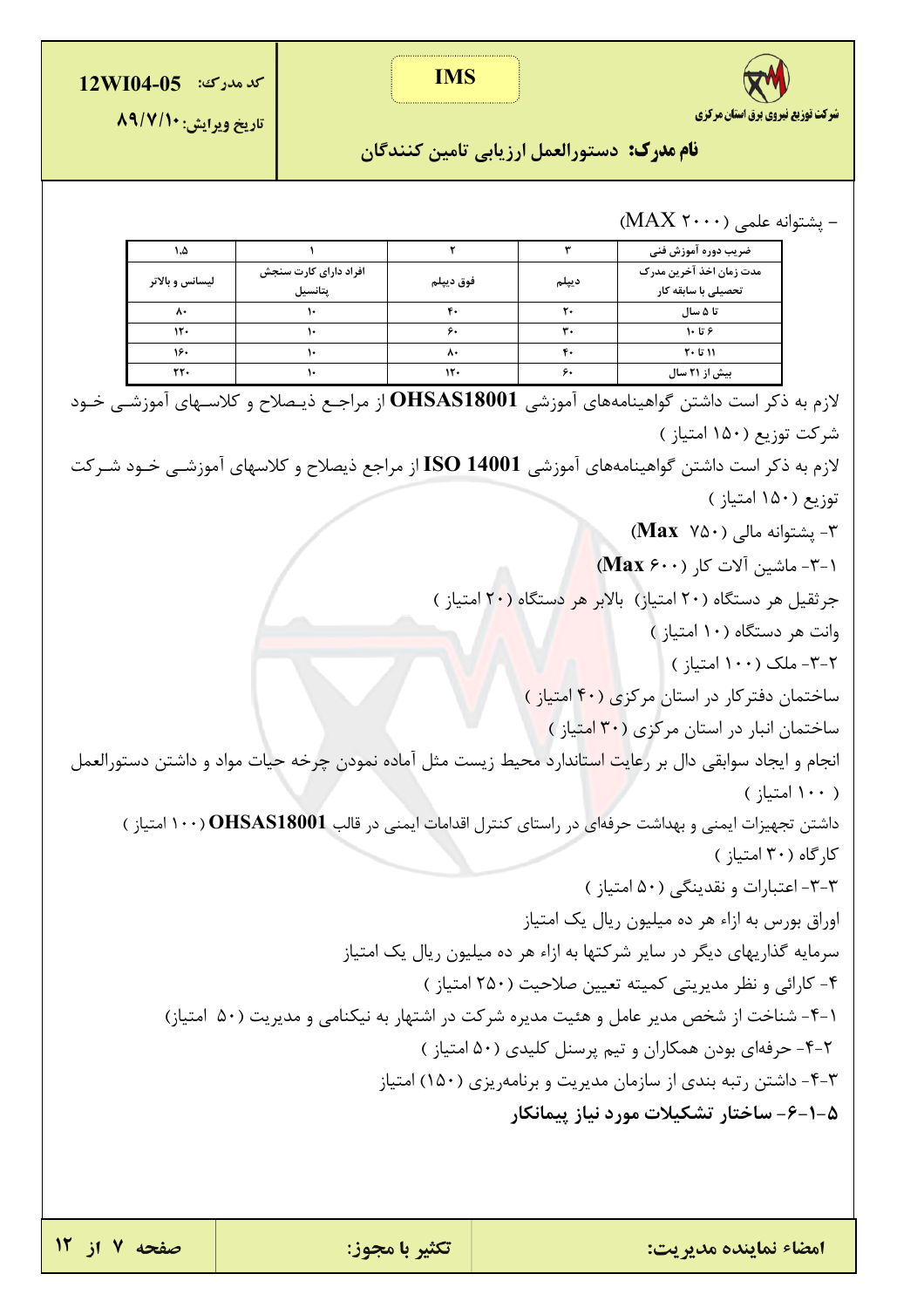- پشتوانه علمی (MAX ۲۰۰۰)

| ضریب دوره آموزش فنی | ۳ | ۲ | ۱ | ۱.۵ |
|---|---|---|---|---|
| مدت زمان اخذ آخرین مدرک تحصیلی با سابقه کار | دیپلم | فوق دیپلم | افراد دارای کارت سنجش پتانسیل | لیسانس و بالاتر |
| تا ۵ سال | ۲۰ | ۴۰ | ۱۰ | ۸۰ |
| ۶ تا ۱۰ | ۳۰ | ۶۰ | ۱۰ | ۱۲۰ |
| ۱۱ تا ۲۰ | ۴۰ | ۸۰ | ۱۰ | ۱۶۰ |
| بیش از ۲۱ سال | ۶۰ | ۱۲۰ | ۱۰ | ۲۲۰ |

لازم به ذکر است داشتن گواهینامه‌های آموزشی **OHSAS18001** از مراجع ذیصلاح و کلاسهای آموزشی خود شرکت توزیع (۱۵۰ امتیاز )

لازم به ذکر است داشتن گواهینامه‌های آموزشی **ISO 14001** از مراجع ذیصلاح و کلاسهای آموزشی خود شرکت توزیع (۱۵۰ امتیاز )

۳- پشتوانه مالی (**Max** ۷۵۰)

۱-۳- ماشین آلات کار (**Max** ۶۰۰)

جرثقیل هر دستگاه (۲۰ امتیاز) بالابر هر دستگاه (۲۰ امتیاز )

وانت هر دستگاه (۱۰ امتیاز )

۲-۳- ملک (۱۰۰ امتیاز )

ساختمان دفترکار در استان مرکزی (۴۰ امتیاز )

ساختمان انبار در استان مرکزی (۳۰ امتیاز )

انجام و ایجاد سوابقی دال بر رعایت استاندارد محیط زیست مثل آماده نمودن چرخه حیات مواد و داشتن دستورالعمل ( ۱۰۰ امتیاز )

داشتن تجهیزات ایمنی و بهداشت حرفه‌ای در راستای کنترل اقدامات ایمنی در قالب **OHSAS18001** (۱۰۰ امتیاز )

کارگاه (۳۰ امتیاز )

۳-۳- اعتبارات و نقدینگی (۵۰ امتیاز )

اوراق بورس به ازاء هر ده میلیون ریال یک امتیاز

سرمایه گذاریهای دیگر در سایر شرکتها به ازاء هر ده میلیون ریال یک امتیاز

۴- کارائی و نظر مدیریتی کمیته تعیین صلاحیت (۲۵۰ امتیاز )

۱-۴- شناخت از شخص مدیر عامل و هئیت مدیره شرکت در اشتهار به نیکنامی و مدیریت (۵۰ امتیاز)

۲-۴- حرفه‌ای بودن همکاران و تیم پرسنل کلیدی (۵۰ امتیاز )

۳-۴- داشتن رتبه بندی از سازمان مدیریت و برنامه‌ریزی (۱۵۰) امتیاز

**۵-۱-۶- ساختار تشکیلات مورد نیاز پیمانکار**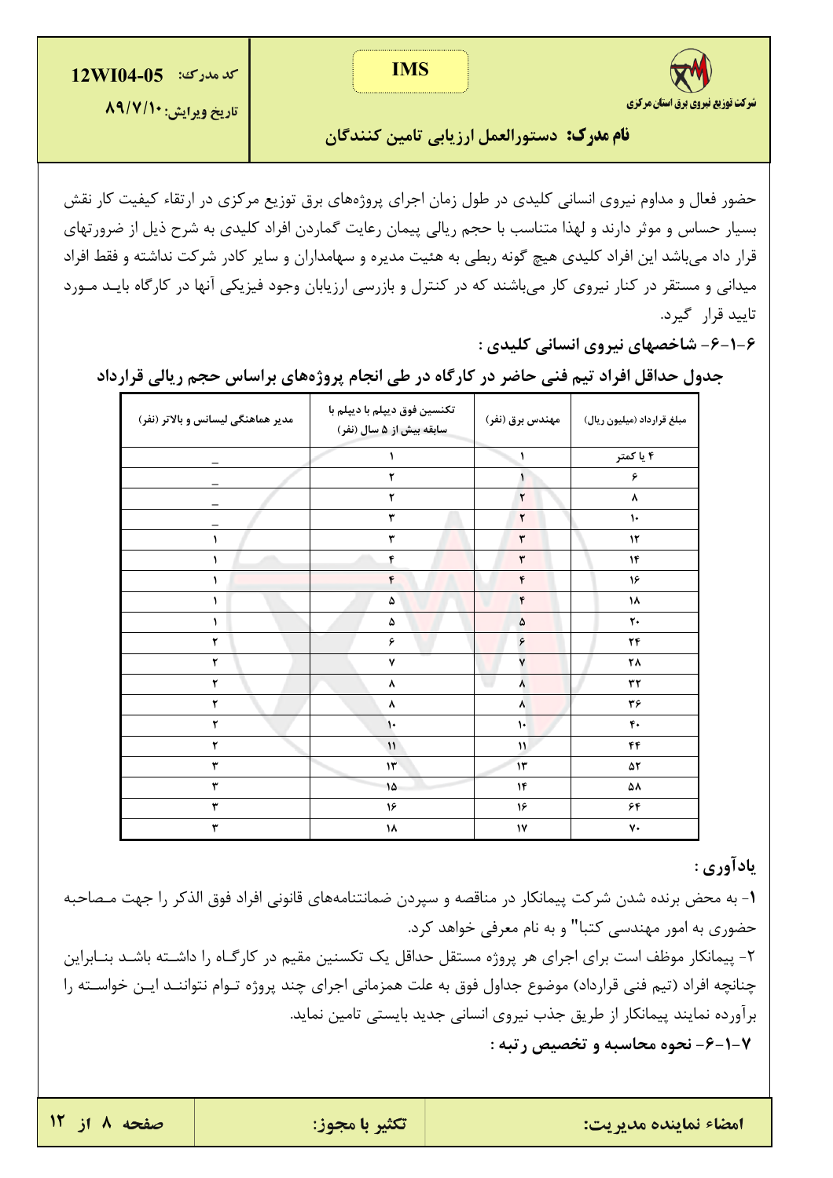حضور فعال و مداوم نیروی انسانی کلیدی در طول زمان اجرای پروژه‌های برق توزیع مرکزی در ارتقاء کیفیت کار نقش بسیار حساس و موثر دارند و لهذا متناسب با حجم ریالی پیمان رعایت گماردن افراد کلیدی به شرح ذیل از ضرورتهای قرار داد می‌باشد این افراد کلیدی هیچ گونه ربطی به هئیت مدیره و سهامداران و سایر کادر شرکت نداشته و فقط افراد میدانی و مستقر در کنار نیروی کار می‌باشند که در کنترل و بازرسی ارزیابان وجود فیزیکی آنها در کارگاه بایـد مـورد تایید قرار گیرد.

**۶-۱-۶- شاخصهای نیروی انسانی کلیدی :**

**جدول حداقل افراد تیم فنی حاضر در کارگاه در طی انجام پروژه‌های براساس حجم ریالی قرارداد**

| مبلغ قرارداد (میلیون ریال) | مهندس برق (نفر) | تکنسین فوق دیپلم با دیپلم با سابقه بیش از ۵ سال (نفر) | مدیر هماهنگی لیسانس و بالاتر (نفر) |
|---|---|---|---|
| ۴ یا کمتر | ۱ | ۱ | _ |
| ۶ | ۱ | ۲ | _ |
| ۸ | ۲ | ۲ | _ |
| ۱۰ | ۲ | ۳ | _ |
| ۱۲ | ۳ | ۳ | ۱ |
| ۱۴ | ۳ | ۴ | ۱ |
| ۱۶ | ۴ | ۴ | ۱ |
| ۱۸ | ۴ | ۵ | ۱ |
| ۲۰ | ۵ | ۵ | ۱ |
| ۲۴ | ۶ | ۶ | ۲ |
| ۲۸ | ۷ | ۷ | ۲ |
| ۳۲ | ۸ | ۸ | ۲ |
| ۳۶ | ۸ | ۸ | ۲ |
| ۴۰ | ۱۰ | ۱۰ | ۲ |
| ۴۴ | ۱۱ | ۱۱ | ۲ |
| ۵۲ | ۱۳ | ۱۳ | ۳ |
| ۵۸ | ۱۴ | ۱۵ | ۳ |
| ۶۴ | ۱۶ | ۱۶ | ۳ |
| ۷۰ | ۱۷ | ۱۸ | ۳ |

**یادآوری :**

**۱**- به محض برنده شدن شرکت پیمانکار در مناقصه و سپردن ضمانتنامه‌های قانونی افراد فوق الذکر را جهت مـصاحبه حضوری به امور مهندسی کتبا" و به نام معرفی خواهد کرد.

۲- پیمانکار موظف است برای اجرای هر پروژه مستقل حداقل یک تکنسین مقیم در کارگـاه را داشـته باشـد بنـابراین چنانچه افراد (تیم فنی قرارداد) موضوع جداول فوق به علت همزمانی اجرای چند پروژه تـوام نتواننـد ایـن خواسـته را برآورده نمایند پیمانکار از طریق جذب نیروی انسانی جدید بایستی تامین نماید.

**۶-۱-۷- نحوه محاسبه و تخصیص رتبه :**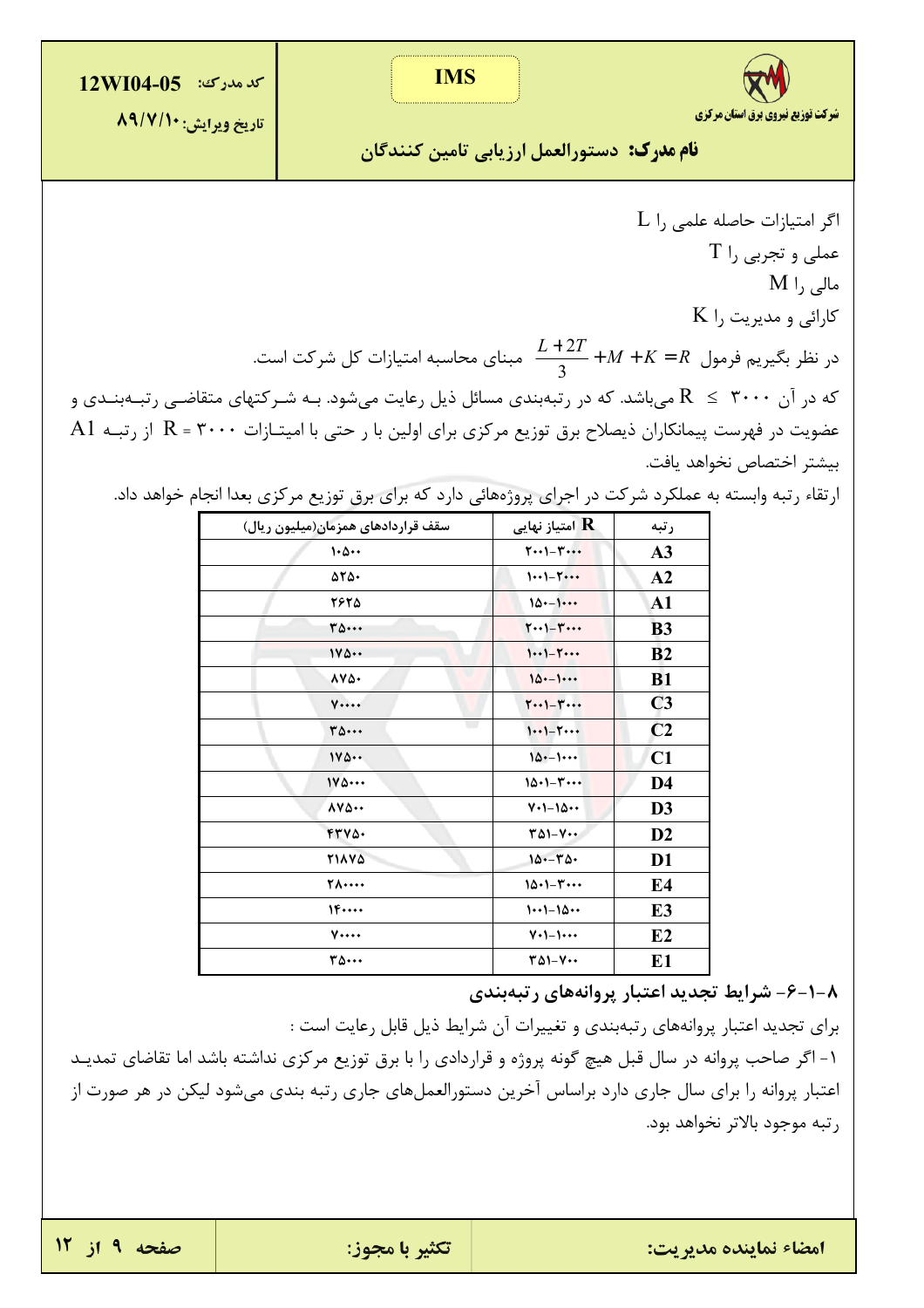اگر امتیازات حاصله علمی را L

عملی و تجربی را T

مالی را M

کارائی و مدیریت را K

در نظر بگیریم فرمول $R = K + M + \frac{L+2T}{3}$ مبنای محاسبه امتیازات کل شرکت است.

که در آن ۳۰۰۰ ≥ R می‌باشد. که در رتبه‌بندی مسائل ذیل رعایت می‌شود. بـه شـرکتهای متقاضـی رتبـه‌بنـدی و عضویت در فهرست پیمانکاران ذیصلاح برق توزیع مرکزی برای اولین با ر حتی با امتیـازات R = ۳۰۰۰ از رتبـه A1 بیشتر اختصاص نخواهد یافت.

ارتقاء رتبه وابسته به عملکرد شرکت در اجرای پروژه‌هائی دارد که برای برق توزیع مرکزی بعدا انجام خواهد داد.

| رتبه | امتیاز نهایی R | سقف قراردادهای همزمان(میلیون ریال) |
|---|---|---|
| A3 | ۳۰۰۰-۲۰۰۱ | ۱۰۵۰۰ |
| A2 | ۲۰۰۰-۱۰۰۱ | ۵۲۵۰ |
| A1 | ۱۰۰۰-۱۵۰ | ۲۶۲۵ |
| B3 | ۳۰۰۰-۲۰۰۱ | ۳۵۰۰۰ |
| B2 | ۲۰۰۰-۱۰۰۱ | ۱۷۵۰۰ |
| B1 | ۱۰۰۰-۱۵۰ | ۸۷۵۰ |
| C3 | ۳۰۰۰-۲۰۰۱ | ۷۰۰۰۰ |
| C2 | ۲۰۰۰-۱۰۰۱ | ۳۵۰۰۰ |
| C1 | ۱۰۰۰-۱۵۰ | ۱۷۵۰۰ |
| D4 | ۳۰۰۰-۱۵۰۱ | ۱۷۵۰۰۰ |
| D3 | ۱۵۰۰-۷۰۱ | ۸۷۵۰۰ |
| D2 | ۷۰۰-۳۵۱ | ۴۳۷۵۰ |
| D1 | ۳۵۰-۱۵۰ | ۲۱۸۷۵ |
| E4 | ۳۰۰۰-۱۵۰۱ | ۲۸۰۰۰۰ |
| E3 | ۱۵۰۰-۱۰۰۱ | ۱۴۰۰۰۰ |
| E2 | ۱۰۰۰-۷۰۱ | ۷۰۰۰۰ |
| E1 | ۷۰۰-۳۵۱ | ۳۵۰۰۰ |

### ۸-۱-۶- شرایط تجدید اعتبار پروانه‌های رتبه‌بندی

برای تجدید اعتبار پروانه‌های رتبه‌بندی و تغییرات آن شرایط ذیل قابل رعایت است :

۱- اگر صاحب پروانه در سال قبل هیچ گونه پروژه و قراردادی را با برق توزیع مرکزی نداشته باشد اما تقاضای تمدیـد اعتبار پروانه را برای سال جاری دارد براساس آخرین دستورالعمل‌های جاری رتبه بندی می‌شود لیکن در هر صورت از رتبه موجود بالاتر نخواهد بود.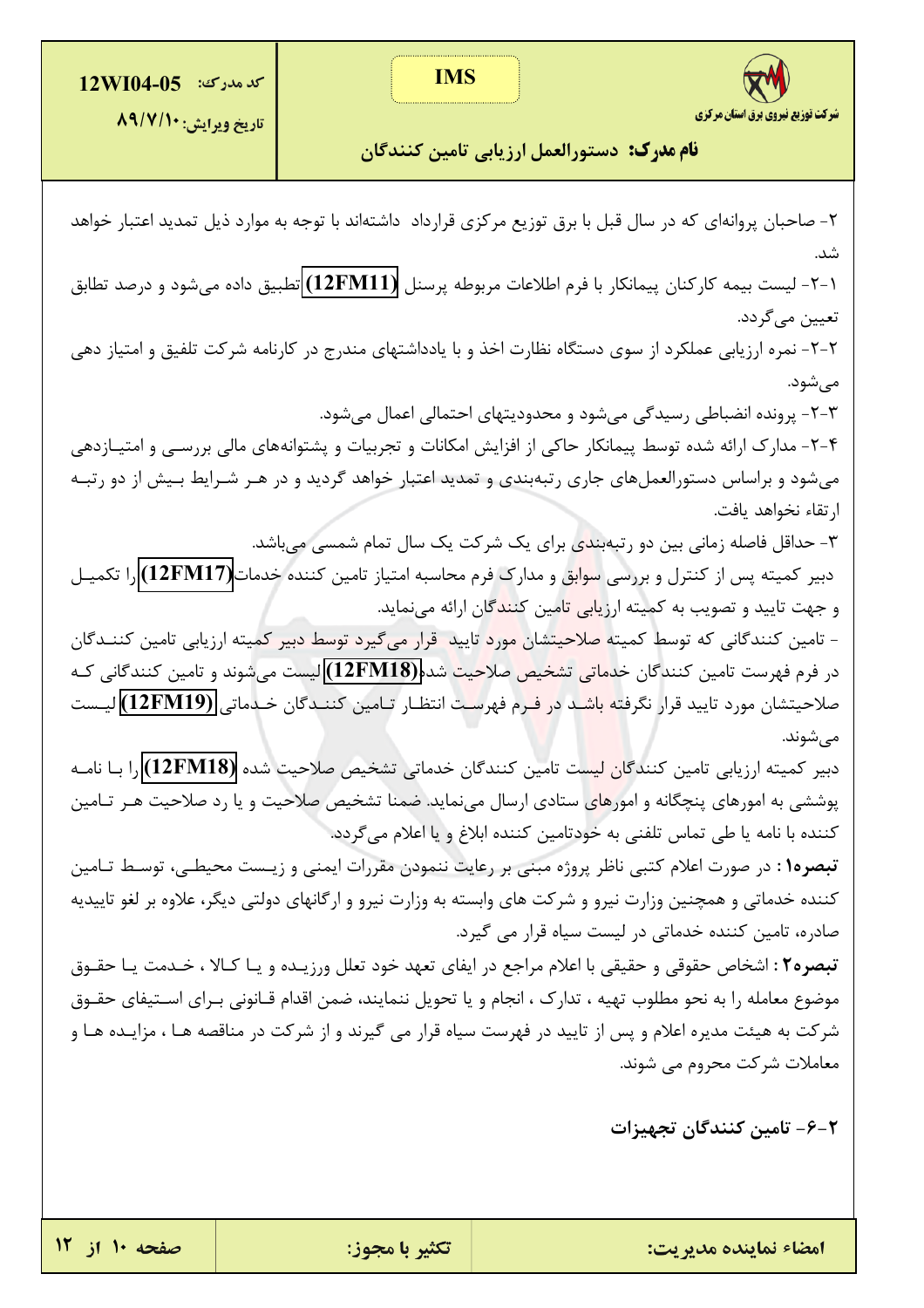۲- صاحبان پروانه‌ای که در سال قبل با برق توزیع مرکزی قرارداد داشته‌اند با توجه به موارد ذیل تمدید اعتبار خواهد شد.

۲-۱- لیست بیمه کارکنان پیمانکار با فرم اطلاعات مربوطه پرسنل **(12FM11)** تطبیق داده می‌شود و درصد تطابق تعیین می‌گردد.

۲-۲- نمره ارزیابی عملکرد از سوی دستگاه نظارت اخذ و با یادداشتهای مندرج در کارنامه شرکت تلفیق و امتیاز دهی می‌شود.

۲-۳- پرونده انضباطی رسیدگی می‌شود و محدودیتهای احتمالی اعمال می‌شود.

۲-۴- مدارک ارائه شده توسط پیمانکار حاکی از افزایش امکانات و تجربیات و پشتوانه‌های مالی بررسی و امتیازدهی می‌شود و براساس دستورالعمل‌های جاری رتبه‌بندی و تمدید اعتبار خواهد گردید و در هر شرایط بیش از دو رتبه ارتقاء نخواهد یافت.

۳- حداقل فاصله زمانی بین دو رتبه‌بندی برای یک شرکت یک سال تمام شمسی می‌باشد.

دبیر کمیته پس از کنترل و بررسی سوابق و مدارک فرم محاسبه امتیاز تامین کننده خدمات **(12FM17)** را تکمیل و جهت تایید و تصویب به کمیته ارزیابی تامین کنندگان ارائه می‌نماید.

- تامین کنندگانی که توسط کمیته صلاحیتشان مورد تایید قرار می‌گیرد توسط دبیر کمیته ارزیابی تامین کنندگان در فرم فهرست تامین کنندگان خدماتی تشخیص صلاحیت شده **(12FM18)** لیست می‌شوند و تامین کنندگانی که صلاحیتشان مورد تایید قرار نگرفته باشد در فرم فهرست انتظار تامین کنندگان خدماتی **(12FM19)** لیست می‌شوند.

دبیر کمیته ارزیابی تامین کنندگان لیست تامین کنندگان خدماتی تشخیص صلاحیت شده **(12FM18)** را با نامه پوششی به امورهای پنجگانه و امورهای ستادی ارسال می‌نماید. ضمنا تشخیص صلاحیت و یا رد صلاحیت هر تامین کننده با نامه یا طی تماس تلفنی به خودتامین کننده ابلاغ و یا اعلام می‌گردد.

**تبصره۱:** در صورت اعلام کتبی ناظر پروژه مبنی بر رعایت ننمودن مقررات ایمنی و زیست محیطی، توسط تامین کننده خدماتی و همچنین وزارت نیرو و شرکت های وابسته به وزارت نیرو و ارگانهای دولتی دیگر، علاوه بر لغو تاییدیه صادره، تامین کننده خدماتی در لیست سیاه قرار می گیرد.

**تبصره۲:** اشخاص حقوقی و حقیقی با اعلام مراجع در ایفای تعهد خود تعلل ورزیده و یا کالا ، خدمت یا حقوق موضوع معامله را به نحو مطلوب تهیه ، تدارک ، انجام و یا تحویل ننمایند، ضمن اقدام قانونی برای استیفای حقوق شرکت به هیئت مدیره اعلام و پس از تایید در فهرست سیاه قرار می گیرند و از شرکت در مناقصه ها ، مزایده ها و معاملات شرکت محروم می شوند.

### ۲-۶- تامین کنندگان تجهیزات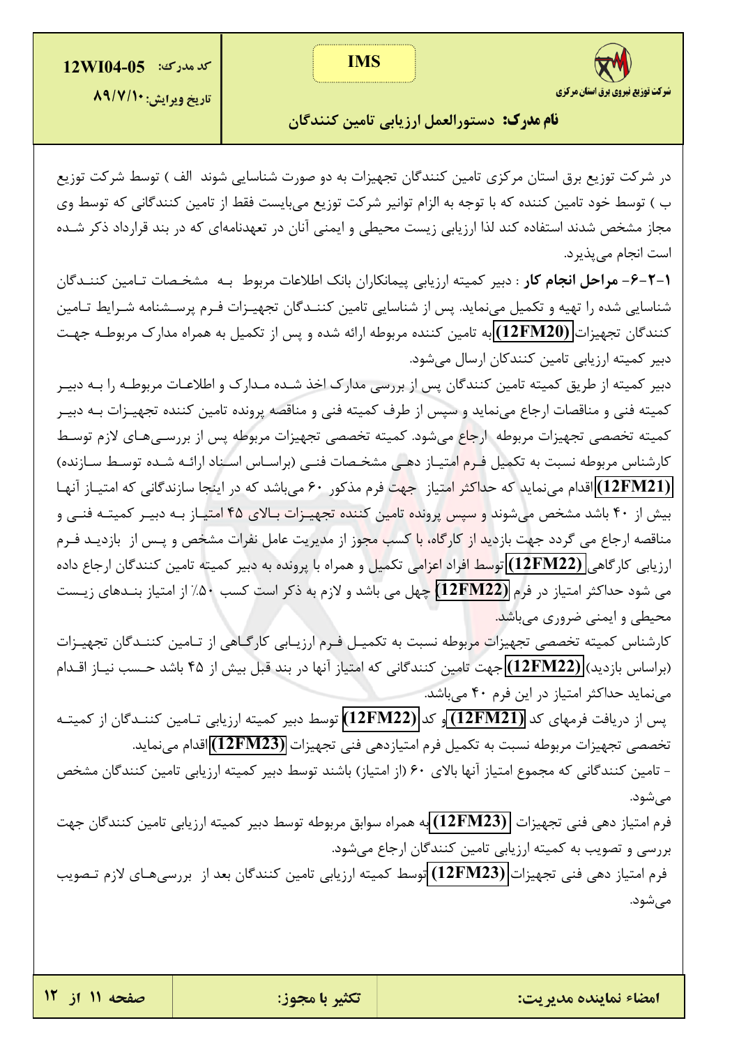در شرکت توزیع برق استان مرکزی تامین کنندگان تجهیزات به دو صورت شناسایی شوند الف ) توسط شرکت توزیع ب ) توسط خود تامین کننده که با توجه به الزام توانیر شرکت توزیع می‌بایست فقط از تامین کنندگانی که توسط وی مجاز مشخص شدند استفاده کند لذا ارزیابی زیست محیطی و ایمنی آنان در تعهدنامه‌ای که در بند قرارداد ذکر شده است انجام می‌پذیرد.

**۱-۲-۶- مراحل انجام کار** : دبیر کمیته ارزیابی پیمانکاران بانک اطلاعات مربوط به مشخصات تامین کنندگان شناسایی شده را تهیه و تکمیل می‌نماید. پس از شناسایی تامین کنندگان تجهیزات فرم پرسشنامه شرایط تامین کنندگان تجهیزات **(12FM20)** به تامین کننده مربوطه ارائه شده و پس از تکمیل به همراه مدارک مربوطه جهت دبیر کمیته ارزیابی تامین کنندکان ارسال می‌شود.

دبیر کمیته از طریق کمیته تامین کنندگان پس از بررسی مدارک اخذ شده مدارک و اطلاعات مربوطه را به دبیر کمیته فنی و مناقصات ارجاع می‌نماید و سپس از طرف کمیته فنی و مناقصه پرونده تامین کننده تجهیزات به دبیر کمیته تخصصی تجهیزات مربوطه ارجاع می‌شود. کمیته تخصصی تجهیزات مربوطه پس از بررسی‌های لازم توسط کارشناس مربوطه نسبت به تکمیل فرم امتیاز دهی مشخصات فنی (براساس اسناد ارائه شده توسط سازنده) **(12FM21)** اقدام می‌نماید که حداکثر امتیاز جهت فرم مذکور ۶۰ می‌باشد که در اینجا سازندگانی که امتیاز آنها بیش از ۴۰ باشد مشخص می‌شوند و سپس پرونده تامین کننده تجهیزات بالای ۴۵ امتیاز به دبیر کمیته فنی و مناقصه ارجاع می گردد جهت بازدید از کارگاه، با کسب مجوز از مدیریت عامل نفرات مشخص و پس از بازدید فرم ارزیابی کارگاهی **(12FM22)** توسط افراد اعزامی تکمیل و همراه با پرونده به دبیر کمیته تامین کنندگان ارجاع داده می شود حداکثر امتیاز در فرم **(12FM22)** چهل می باشد و لازم به ذکر است کسب ۵۰٪ از امتیاز بندهای زیست محیطی و ایمنی ضروری می‌باشد.

کارشناس کمیته تخصصی تجهیزات مربوطه نسبت به تکمیل فرم ارزیابی کارگاهی از تامین کنندگان تجهیزات (براساس بازدید) **(12FM22)** جهت تامین کنندگانی که امتیاز آنها در بند قبل بیش از ۴۵ باشد حسب نیاز اقدام می‌نماید حداکثر امتیاز در این فرم ۴۰ می‌باشد.

پس از دریافت فرمهای کد **(12FM21)** و کد **(12FM22)** توسط دبیر کمیته ارزیابی تامین کنندگان از کمیته تخصصی تجهیزات مربوطه نسبت به تکمیل فرم امتیازدهی فنی تجهیزات **(12FM23)** اقدام می‌نماید.

- تامین کنندگانی که مجموع امتیاز آنها بالای ۶۰ (از امتیاز) باشند توسط دبیر کمیته ارزیابی تامین کنندگان مشخص می‌شود.

فرم امتیاز دهی فنی تجهیزات **(12FM23)** به همراه سوابق مربوطه توسط دبیر کمیته ارزیابی تامین کنندگان جهت بررسی و تصویب به کمیته ارزیابی تامین کنندگان ارجاع می‌شود.

فرم امتیاز دهی فنی تجهیزات **(12FM23)** توسط کمیته ارزیابی تامین کنندگان بعد از بررسی‌های لازم تصویب می‌شود.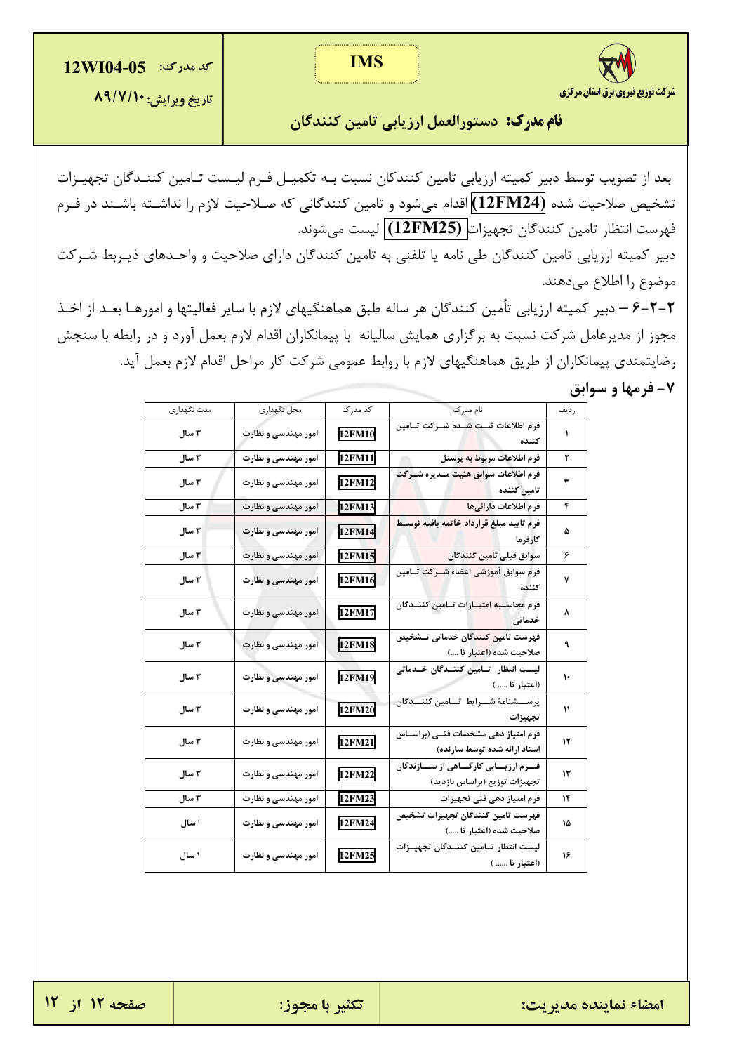بعد از تصویب توسط دبیر کمیته ارزیابی تامین کنندکان نسبت بـه تکمیـل فـرم لیـست تـامین کننـدگان تجهیـزات تشخیص صلاحیت شده **(12FM24)** اقدام می‌شود و تامین کنندگانی که صـلاحیت لازم را نداشـته باشـند در فـرم فهرست انتظار تامین کنندگان تجهیزات **(12FM25)** لیست می‌شوند.

دبیر کمیته ارزیابی تامین کنندگان طی نامه یا تلفنی به تامین کنندگان دارای صلاحیت و واحـدهای ذیـربط شـرکت موضوع را اطلاع می‌دهند.

**۶-۲-۲** – دبیر کمیته ارزیابی تأمین کنندگان هر ساله طبق هماهنگیهای لازم با سایر فعالیتها و امورهـا بعـد از اخـذ مجوز از مدیرعامل شرکت نسبت به برگزاری همایش سالیانه با پیمانکاران اقدام لازم بعمل آورد و در رابطه با سنجش رضایتمندی پیمانکاران از طریق هماهنگیهای لازم با روابط عمومی شرکت کار مراحل اقدام لازم بعمل آید.

## ۷- فرمها و سوابق

| ردیف | نام مدرک | کد مدرک | محل نگهداری | مدت نگهداری |
|---|---|---|---|---|
| ۱ | فرم اطلاعات ثبـت شـده شـرکت تـامین کننده | 12FM10 | امور مهندسی و نظارت | ۳ سال |
| ۲ | فرم اطلاعات مربوط به پرسنل | 12FM11 | امور مهندسی و نظارت | ۳ سال |
| ۳ | فرم اطلاعات سوابق هئیت مـدیره شـرکت تامین کننده | 12FM12 | امور مهندسی و نظارت | ۳ سال |
| ۴ | فرم اطلاعات دارائی‌ها | 12FM13 | امور مهندسی و نظارت | ۳ سال |
| ۵ | فرم تایید مبلغ قرارداد خاتمه یافته توسـط کارفرما | 12FM14 | امور مهندسی و نظارت | ۳ سال |
| ۶ | سوابق قبلی تامین کنندگان | 12FM15 | امور مهندسی و نظارت | ۳ سال |
| ۷ | فرم سوابق آموزشی اعضاء شـرکت تـامین کننده | 12FM16 | امور مهندسی و نظارت | ۳ سال |
| ۸ | فرم محاسـبه امتیـازات تـامین کننـدگان خدماتی | 12FM17 | امور مهندسی و نظارت | ۳ سال |
| ۹ | فهرست تامین کنندگان خدماتی تـشخیص صلاحیت شده (اعتبار تا ....) | 12FM18 | امور مهندسی و نظارت | ۳ سال |
| ۱۰ | لیست انتظار تـامین کننـدگان خـدماتی (اعتبار تا ..... ) | 12FM19 | امور مهندسی و نظارت | ۳ سال |
| ۱۱ | پرســشنامهٔ شــرایط تــامین کننــدگان تجهیزات | 12FM20 | امور مهندسی و نظارت | ۳ سال |
| ۱۲ | فرم امتیاز دهی مشخصات فنـی (براسـاس اسناد ارائه شده توسط سازنده) | 12FM21 | امور مهندسی و نظارت | ۳ سال |
| ۱۳ | فــرم ارزیـــابی کارگـــاهی از ســـازندگان تجهیزات توزیع (براساس بازدید) | 12FM22 | امور مهندسی و نظارت | ۳ سال |
| ۱۴ | فرم امتیاز دهی فنی تجهیزات | 12FM23 | امور مهندسی و نظارت | ۳ سال |
| ۱۵ | فهرست تامین کنندگان تجهیزات تشخیص صلاحیت شده (اعتبار تا .....) | 12FM24 | امور مهندسی و نظارت | ۱ سال |
| ۱۶ | لیست انتظار تـامین کننـدگان تجهیـزات (اعتبار تا ...... ) | 12FM25 | امور مهندسی و نظارت | ۱ سال |